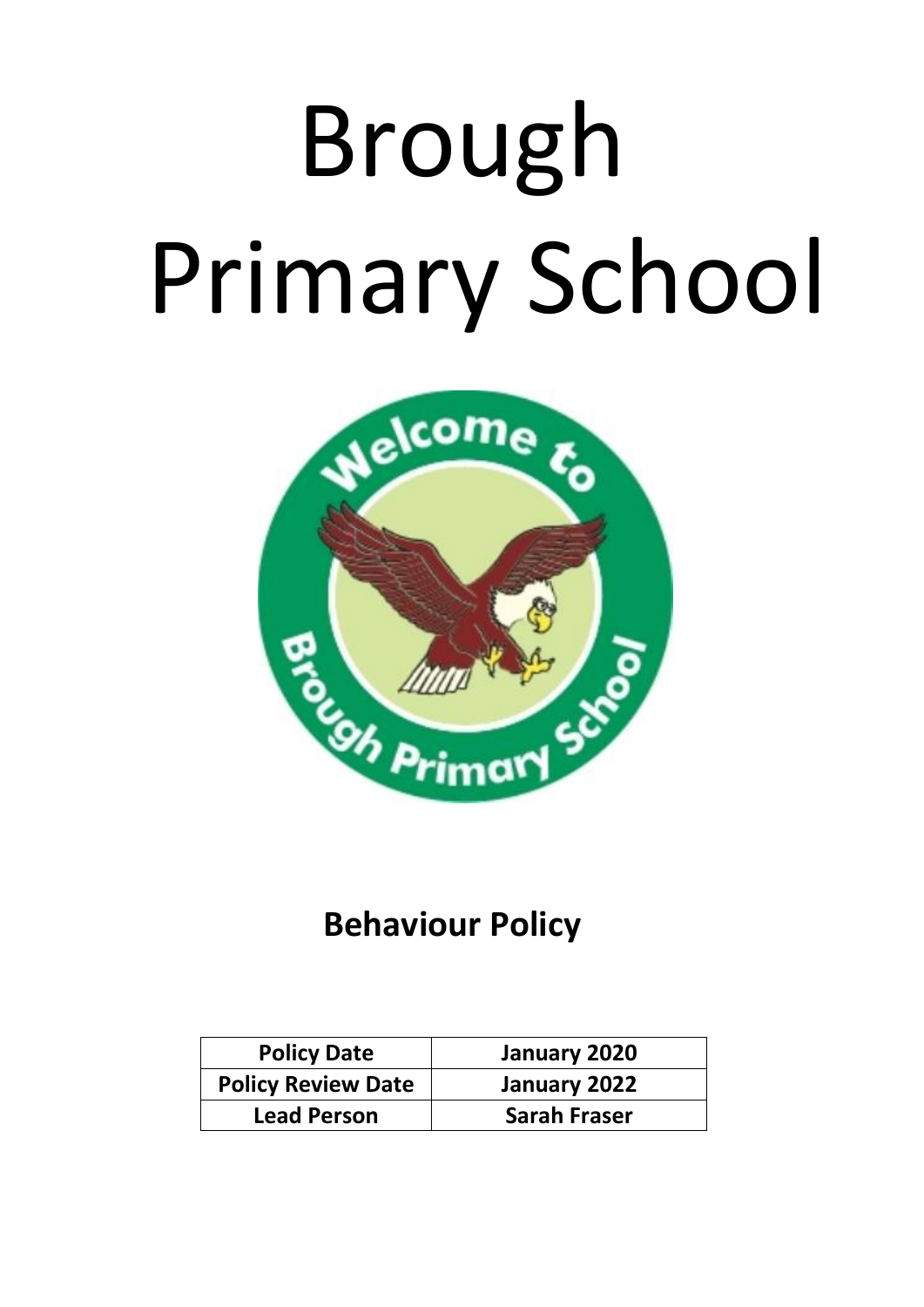# Brough Primary School

## Behaviour Policy

| Policy Date | January 2020 |
| --- | --- |
| Policy Review Date | January 2022 |
| Lead Person | Sarah Fraser |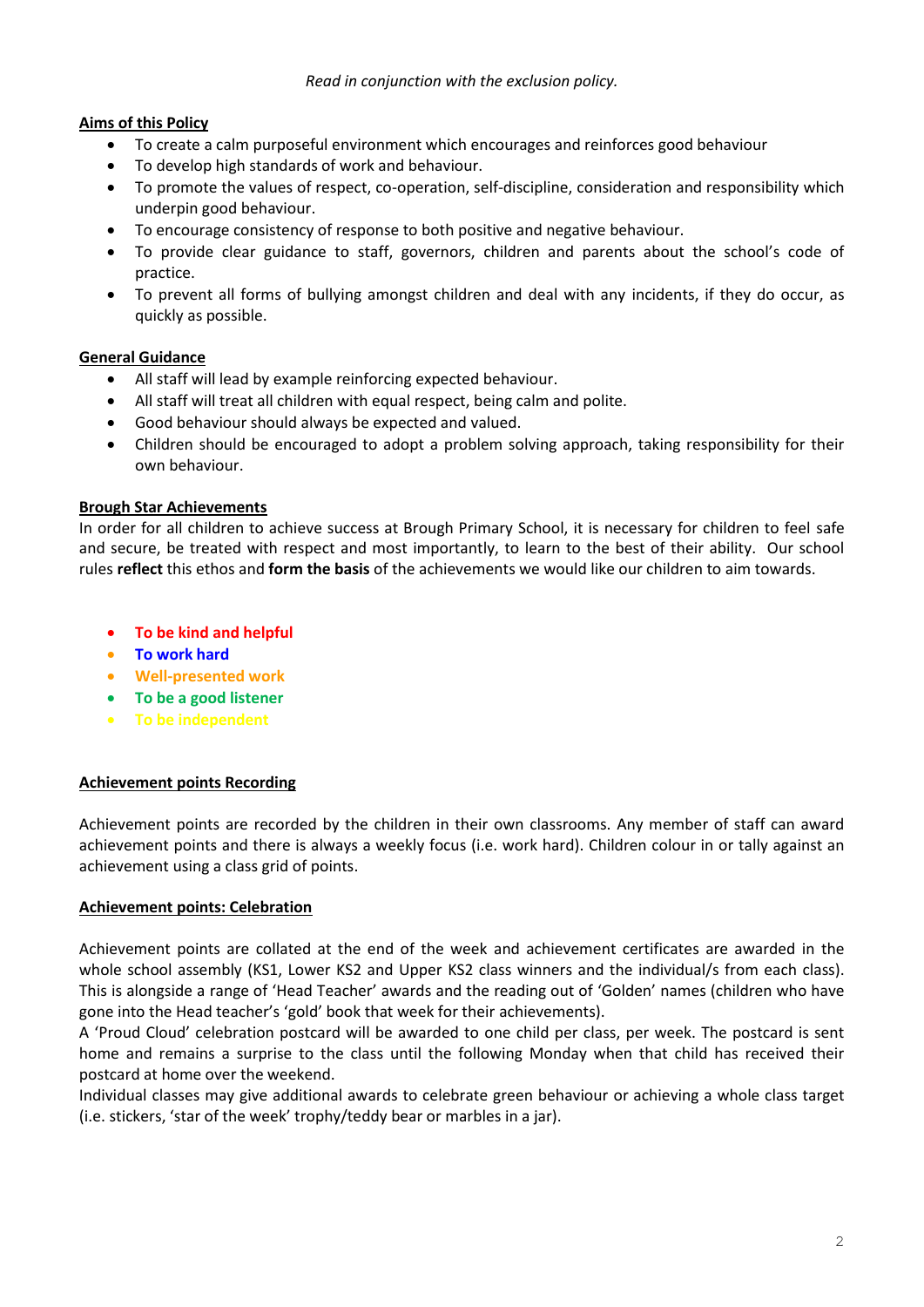*Read in conjunction with the exclusion policy.*

## Aims of this Policy

- To create a calm purposeful environment which encourages and reinforces good behaviour
- To develop high standards of work and behaviour.
- To promote the values of respect, co-operation, self-discipline, consideration and responsibility which underpin good behaviour.
- To encourage consistency of response to both positive and negative behaviour.
- To provide clear guidance to staff, governors, children and parents about the school's code of practice.
- To prevent all forms of bullying amongst children and deal with any incidents, if they do occur, as quickly as possible.

## General Guidance

- All staff will lead by example reinforcing expected behaviour.
- All staff will treat all children with equal respect, being calm and polite.
- Good behaviour should always be expected and valued.
- Children should be encouraged to adopt a problem solving approach, taking responsibility for their own behaviour.

## Brough Star Achievements

In order for all children to achieve success at Brough Primary School, it is necessary for children to feel safe and secure, be treated with respect and most importantly, to learn to the best of their ability. Our school rules **reflect** this ethos and **form the basis** of the achievements we would like our children to aim towards.

- **To be kind and helpful**
- **To work hard**
- **Well-presented work**
- **To be a good listener**
- **To be independent**

## Achievement points Recording

Achievement points are recorded by the children in their own classrooms. Any member of staff can award achievement points and there is always a weekly focus (i.e. work hard). Children colour in or tally against an achievement using a class grid of points.

## Achievement points: Celebration

Achievement points are collated at the end of the week and achievement certificates are awarded in the whole school assembly (KS1, Lower KS2 and Upper KS2 class winners and the individual/s from each class). This is alongside a range of 'Head Teacher' awards and the reading out of 'Golden' names (children who have gone into the Head teacher's 'gold' book that week for their achievements).

A 'Proud Cloud' celebration postcard will be awarded to one child per class, per week. The postcard is sent home and remains a surprise to the class until the following Monday when that child has received their postcard at home over the weekend.

Individual classes may give additional awards to celebrate green behaviour or achieving a whole class target (i.e. stickers, 'star of the week' trophy/teddy bear or marbles in a jar).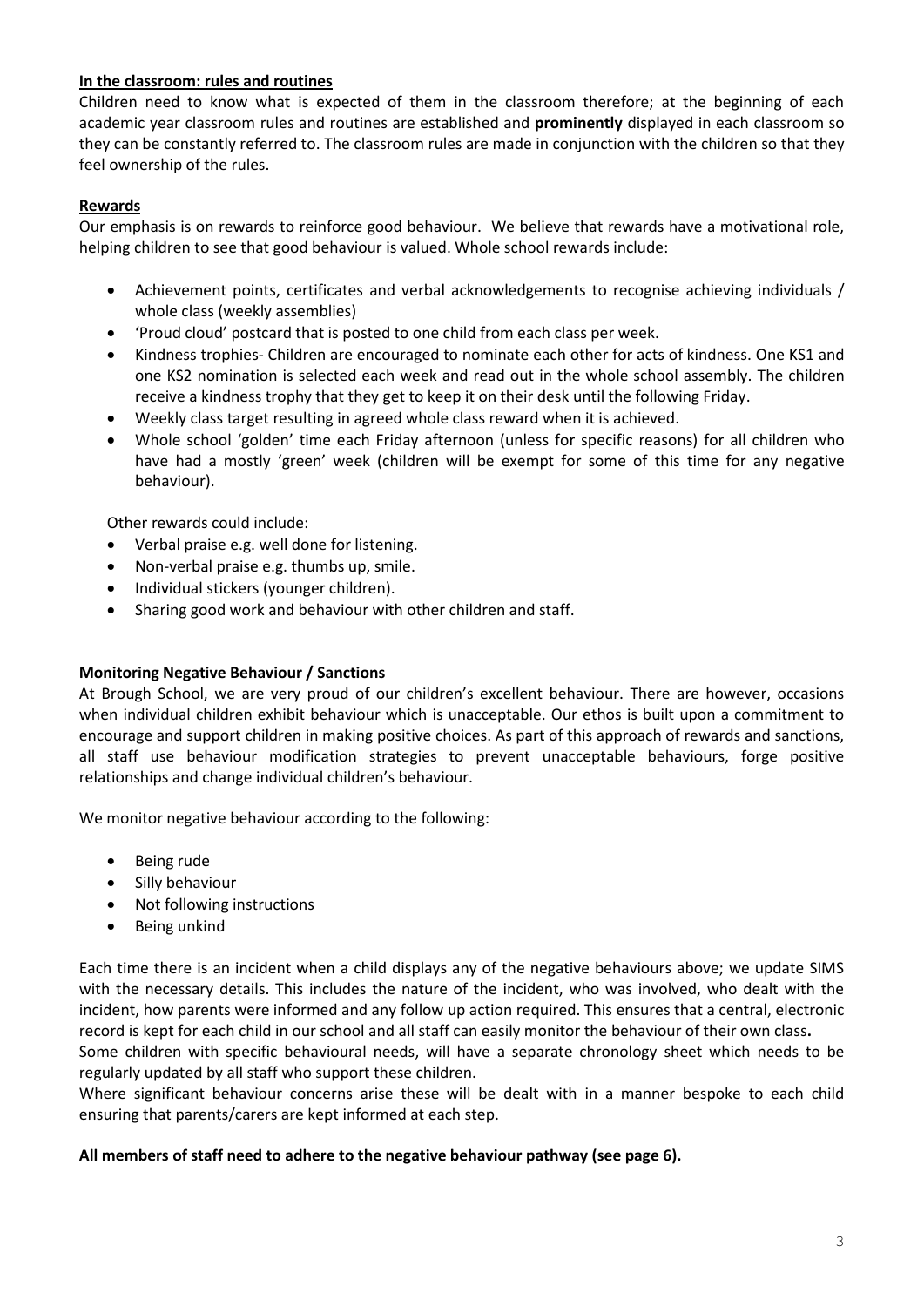**In the classroom: rules and routines**

Children need to know what is expected of them in the classroom therefore; at the beginning of each academic year classroom rules and routines are established and **prominently** displayed in each classroom so they can be constantly referred to. The classroom rules are made in conjunction with the children so that they feel ownership of the rules.

**Rewards**

Our emphasis is on rewards to reinforce good behaviour. We believe that rewards have a motivational role, helping children to see that good behaviour is valued. Whole school rewards include:

- Achievement points, certificates and verbal acknowledgements to recognise achieving individuals / whole class (weekly assemblies)
- 'Proud cloud' postcard that is posted to one child from each class per week.
- Kindness trophies- Children are encouraged to nominate each other for acts of kindness. One KS1 and one KS2 nomination is selected each week and read out in the whole school assembly. The children receive a kindness trophy that they get to keep it on their desk until the following Friday.
- Weekly class target resulting in agreed whole class reward when it is achieved.
- Whole school 'golden' time each Friday afternoon (unless for specific reasons) for all children who have had a mostly 'green' week (children will be exempt for some of this time for any negative behaviour).

Other rewards could include:

- Verbal praise e.g. well done for listening.
- Non-verbal praise e.g. thumbs up, smile.
- Individual stickers (younger children).
- Sharing good work and behaviour with other children and staff.

**Monitoring Negative Behaviour / Sanctions**

At Brough School, we are very proud of our children's excellent behaviour. There are however, occasions when individual children exhibit behaviour which is unacceptable. Our ethos is built upon a commitment to encourage and support children in making positive choices. As part of this approach of rewards and sanctions, all staff use behaviour modification strategies to prevent unacceptable behaviours, forge positive relationships and change individual children's behaviour.

We monitor negative behaviour according to the following:

- Being rude
- Silly behaviour
- Not following instructions
- Being unkind

Each time there is an incident when a child displays any of the negative behaviours above; we update SIMS with the necessary details. This includes the nature of the incident, who was involved, who dealt with the incident, how parents were informed and any follow up action required. This ensures that a central, electronic record is kept for each child in our school and all staff can easily monitor the behaviour of their own class**.**

Some children with specific behavioural needs, will have a separate chronology sheet which needs to be regularly updated by all staff who support these children.

Where significant behaviour concerns arise these will be dealt with in a manner bespoke to each child ensuring that parents/carers are kept informed at each step.

**All members of staff need to adhere to the negative behaviour pathway (see page 6).**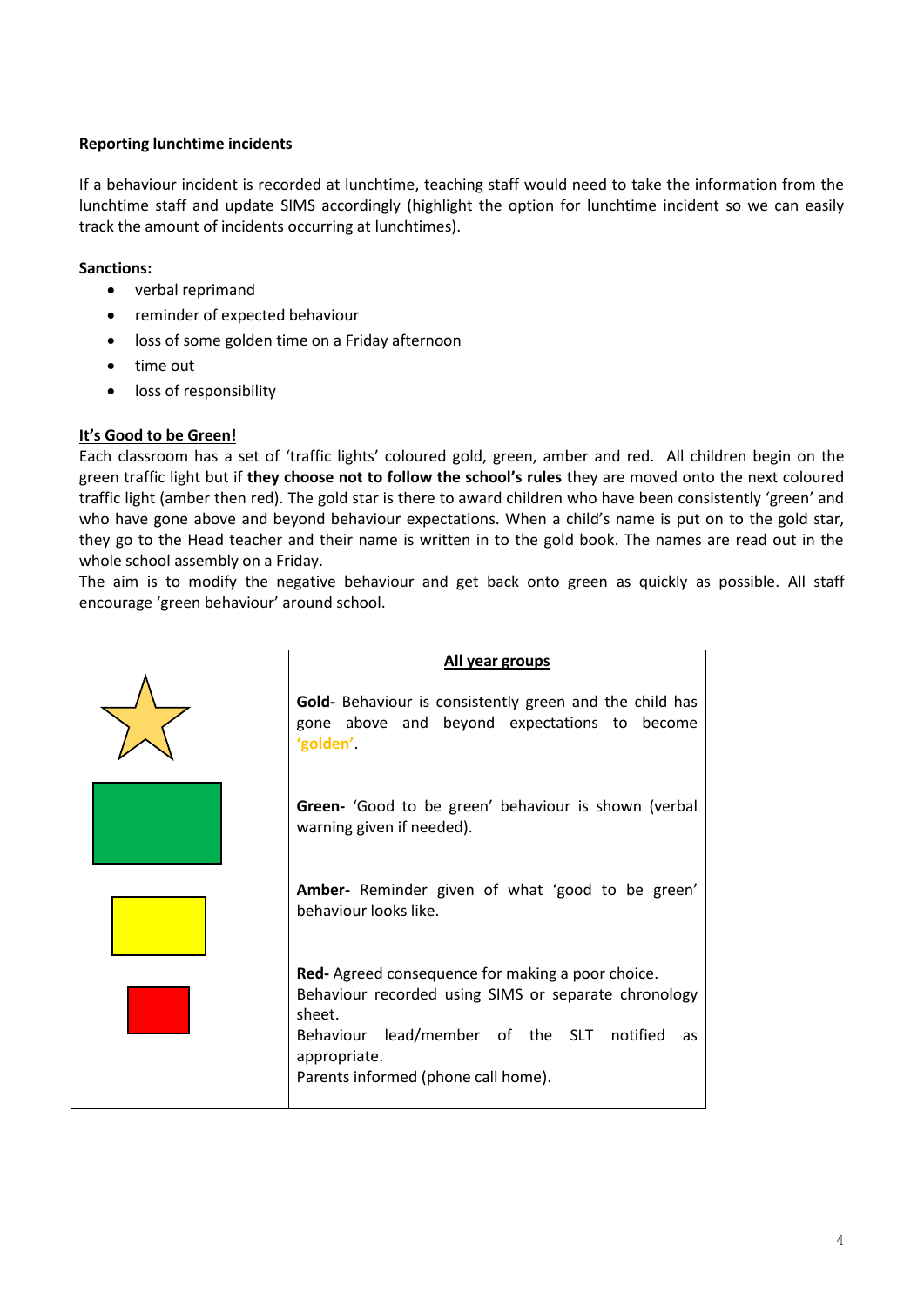**Reporting lunchtime incidents**

If a behaviour incident is recorded at lunchtime, teaching staff would need to take the information from the lunchtime staff and update SIMS accordingly (highlight the option for lunchtime incident so we can easily track the amount of incidents occurring at lunchtimes).

**Sanctions:**

- verbal reprimand
- reminder of expected behaviour
- loss of some golden time on a Friday afternoon
- time out
- loss of responsibility

**It's Good to be Green!**

Each classroom has a set of 'traffic lights' coloured gold, green, amber and red. All children begin on the green traffic light but if **they choose not to follow the school's rules** they are moved onto the next coloured traffic light (amber then red). The gold star is there to award children who have been consistently 'green' and who have gone above and beyond behaviour expectations. When a child's name is put on to the gold star, they go to the Head teacher and their name is written in to the gold book. The names are read out in the whole school assembly on a Friday.

The aim is to modify the negative behaviour and get back onto green as quickly as possible. All staff encourage 'green behaviour' around school.

| | **All year groups** |
|---|---|
| ☆ (gold star) | **Gold-** Behaviour is consistently green and the child has gone above and beyond expectations to become **'golden'**. |
| (green) | **Green-** 'Good to be green' behaviour is shown (verbal warning given if needed). |
| (amber) | **Amber-** Reminder given of what 'good to be green' behaviour looks like. |
| (red) | **Red-** Agreed consequence for making a poor choice.<br>Behaviour recorded using SIMS or separate chronology sheet.<br>Behaviour lead/member of the SLT notified as appropriate.<br>Parents informed (phone call home). |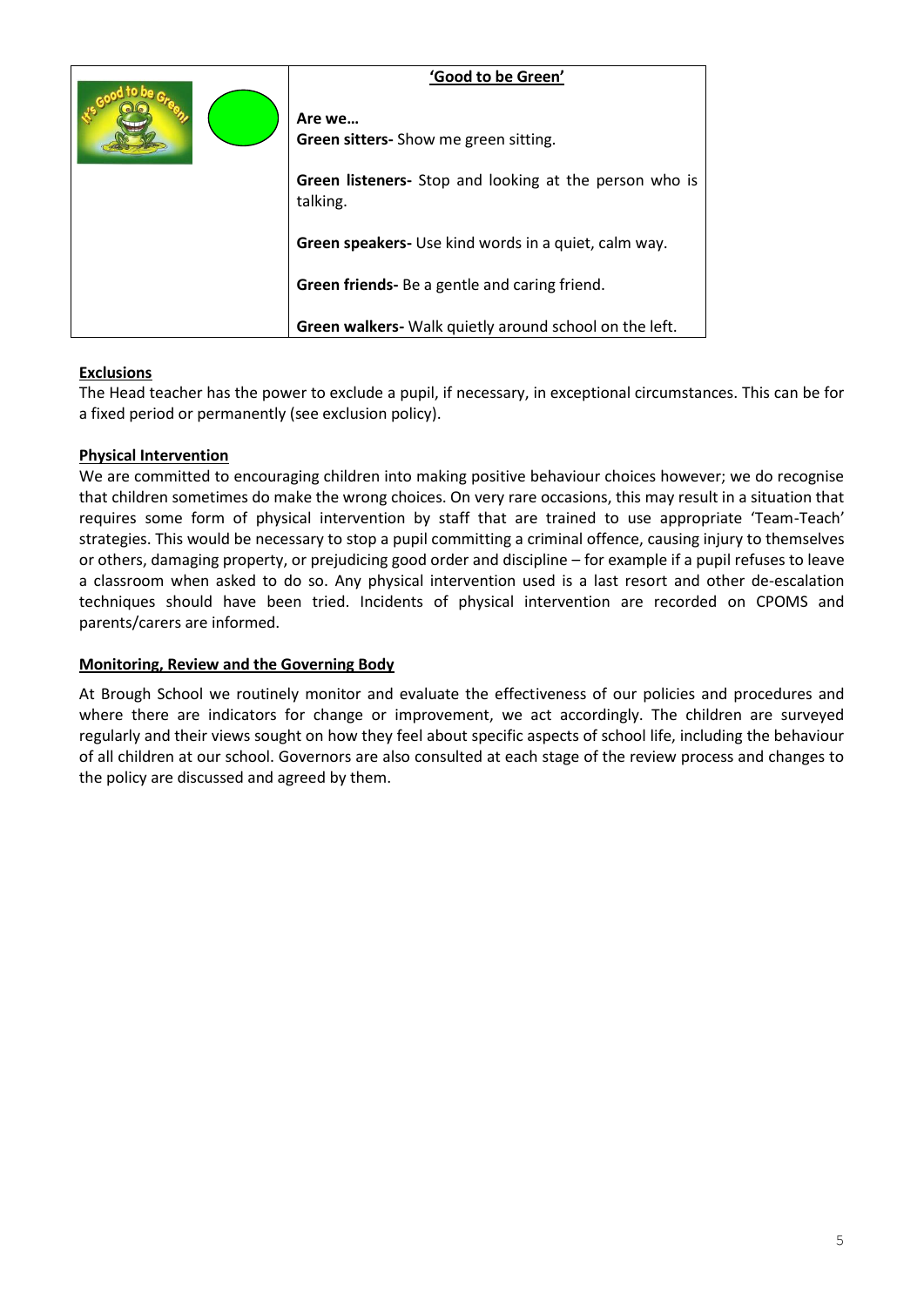| | **'Good to be Green'** |
|---|---|
| | **Are we…**<br>**Green sitters-** Show me green sitting.<br><br>**Green listeners-** Stop and looking at the person who is talking.<br><br>**Green speakers-** Use kind words in a quiet, calm way.<br><br>**Green friends-** Be a gentle and caring friend.<br><br>**Green walkers-** Walk quietly around school on the left. |

**Exclusions**

The Head teacher has the power to exclude a pupil, if necessary, in exceptional circumstances. This can be for a fixed period or permanently (see exclusion policy).

**Physical Intervention**

We are committed to encouraging children into making positive behaviour choices however; we do recognise that children sometimes do make the wrong choices. On very rare occasions, this may result in a situation that requires some form of physical intervention by staff that are trained to use appropriate 'Team-Teach' strategies. This would be necessary to stop a pupil committing a criminal offence, causing injury to themselves or others, damaging property, or prejudicing good order and discipline – for example if a pupil refuses to leave a classroom when asked to do so. Any physical intervention used is a last resort and other de-escalation techniques should have been tried. Incidents of physical intervention are recorded on CPOMS and parents/carers are informed.

**Monitoring, Review and the Governing Body**

At Brough School we routinely monitor and evaluate the effectiveness of our policies and procedures and where there are indicators for change or improvement, we act accordingly. The children are surveyed regularly and their views sought on how they feel about specific aspects of school life, including the behaviour of all children at our school. Governors are also consulted at each stage of the review process and changes to the policy are discussed and agreed by them.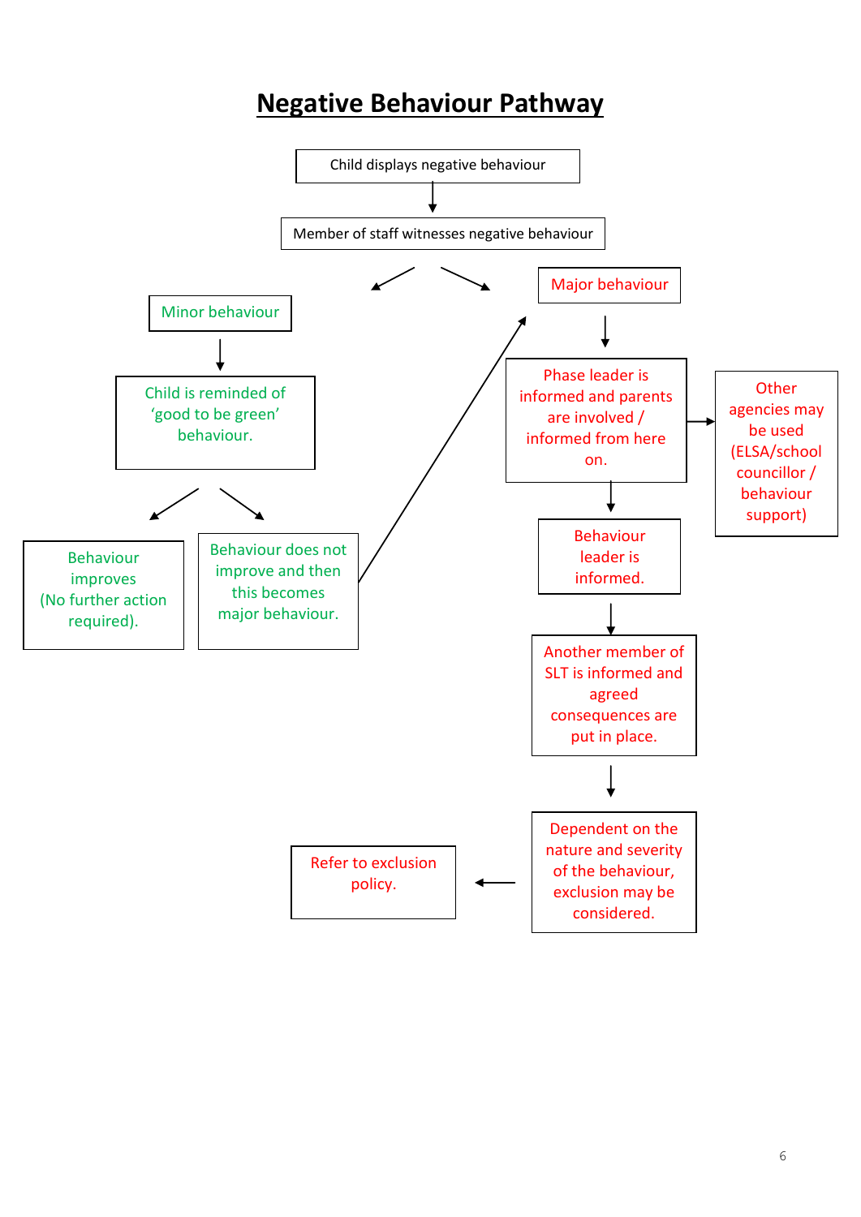# Negative Behaviour Pathway

Child displays negative behaviour

Member of staff witnesses negative behaviour

Minor behaviour

Child is reminded of 'good to be green' behaviour.

Behaviour improves (No further action required).

Behaviour does not improve and then this becomes major behaviour.

Major behaviour

Phase leader is informed and parents are involved / informed from here on.

Other agencies may be used (ELSA/school councillor / behaviour support)

Behaviour leader is informed.

Another member of SLT is informed and agreed consequences are put in place.

Dependent on the nature and severity of the behaviour, exclusion may be considered.

Refer to exclusion policy.